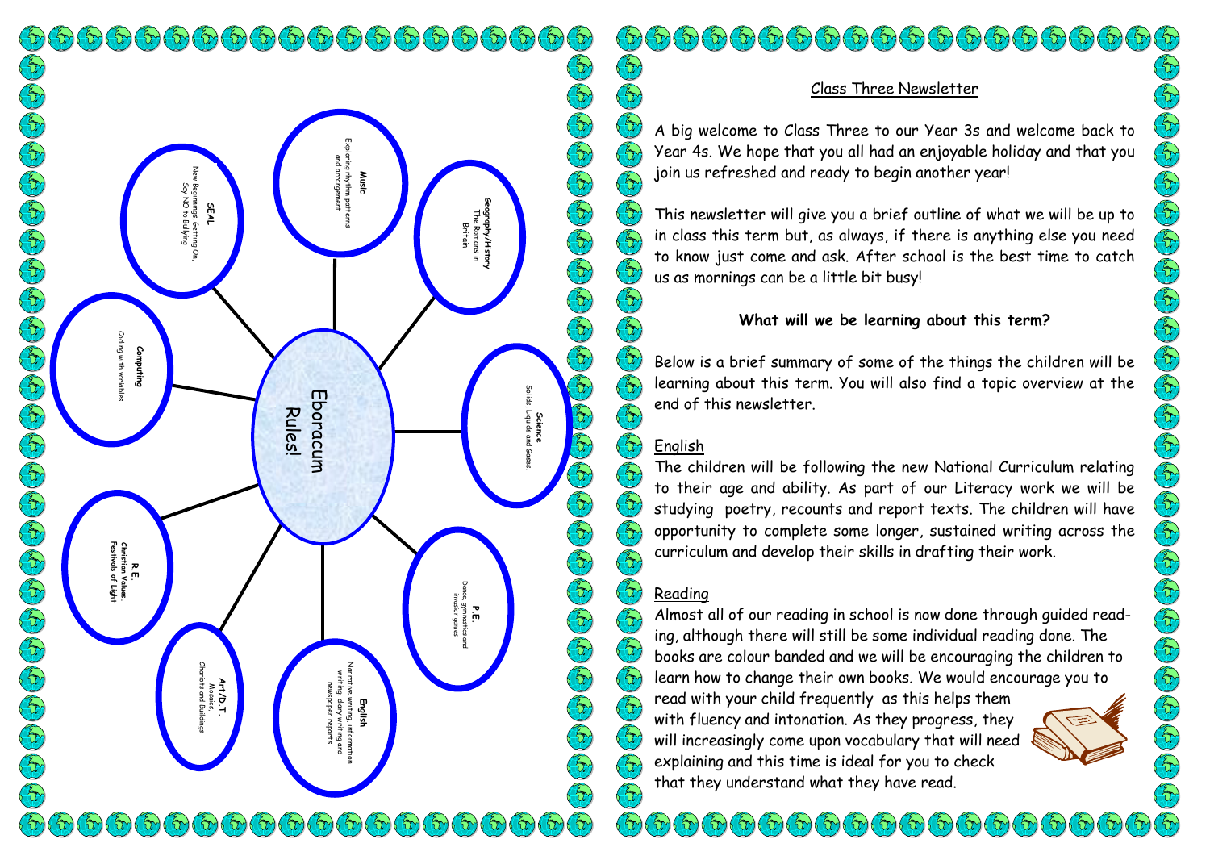**Eboracum Rules!**

- **Music**: Exploring rhythm patterns and arrangement
- **Geography/History**: The Romans in Britain
- **Science**: Solids, Liquids and Gases
- **P.E.**: Dance, gymnastics and invasion games
- **English**: Narrative writing, information writing, diary writing and newspaper reports
- **Art/D.T.**: Mosaics, Chariots and Buildings
- **R.E.**: Christian Values, Festivals of Light
- **Computing**: Coding with variables
- **SEAL**: New Beginnings, Getting On, Say NO to Bullying

# Class Three Newsletter

A big welcome to Class Three to our Year 3s and welcome back to Year 4s. We hope that you all had an enjoyable holiday and that you join us refreshed and ready to begin another year!

This newsletter will give you a brief outline of what we will be up to in class this term but, as always, if there is anything else you need to know just come and ask. After school is the best time to catch us as mornings can be a little bit busy!

**What will we be learning about this term?**

Below is a brief summary of some of the things the children will be learning about this term. You will also find a topic overview at the end of this newsletter.

## English

The children will be following the new National Curriculum relating to their age and ability. As part of our Literacy work we will be studying poetry, recounts and report texts. The children will have opportunity to complete some longer, sustained writing across the curriculum and develop their skills in drafting their work.

## Reading

Almost all of our reading in school is now done through guided reading, although there will still be some individual reading done. The books are colour banded and we will be encouraging the children to learn how to change their own books. We would encourage you to read with your child frequently as this helps them with fluency and intonation. As they progress, they will increasingly come upon vocabulary that will need explaining and this time is ideal for you to check that they understand what they have read.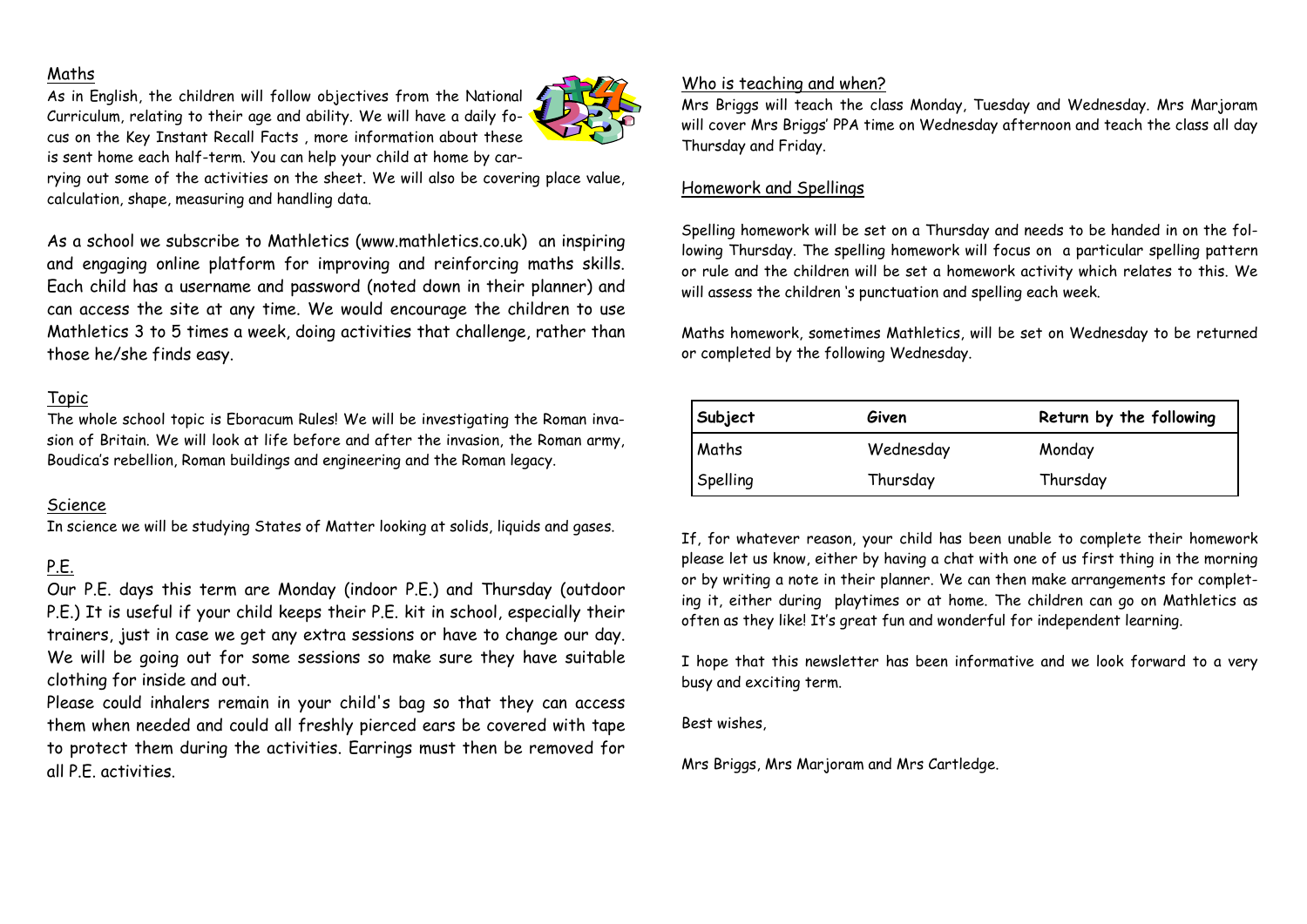## Maths

As in English, the children will follow objectives from the National Curriculum, relating to their age and ability. We will have a daily focus on the Key Instant Recall Facts , more information about these is sent home each half-term. You can help your child at home by carrying out some of the activities on the sheet. We will also be covering place value, calculation, shape, measuring and handling data.

As a school we subscribe to Mathletics (www.mathletics.co.uk) an inspiring and engaging online platform for improving and reinforcing maths skills. Each child has a username and password (noted down in their planner) and can access the site at any time. We would encourage the children to use Mathletics 3 to 5 times a week, doing activities that challenge, rather than those he/she finds easy.

## Topic

The whole school topic is Eboracum Rules! We will be investigating the Roman invasion of Britain. We will look at life before and after the invasion, the Roman army, Boudica's rebellion, Roman buildings and engineering and the Roman legacy.

## Science

In science we will be studying States of Matter looking at solids, liquids and gases.

## P.E.

Our P.E. days this term are Monday (indoor P.E.) and Thursday (outdoor P.E.) It is useful if your child keeps their P.E. kit in school, especially their trainers, just in case we get any extra sessions or have to change our day. We will be going out for some sessions so make sure they have suitable clothing for inside and out.

Please could inhalers remain in your child's bag so that they can access them when needed and could all freshly pierced ears be covered with tape to protect them during the activities. Earrings must then be removed for all P.E. activities.

## Who is teaching and when?

Mrs Briggs will teach the class Monday, Tuesday and Wednesday. Mrs Marjoram will cover Mrs Briggs' PPA time on Wednesday afternoon and teach the class all day Thursday and Friday.

## Homework and Spellings

Spelling homework will be set on a Thursday and needs to be handed in on the following Thursday. The spelling homework will focus on a particular spelling pattern or rule and the children will be set a homework activity which relates to this. We will assess the children 's punctuation and spelling each week.

Maths homework, sometimes Mathletics, will be set on Wednesday to be returned or completed by the following Wednesday.

| **Subject** | **Given** | **Return by the following** |
|---|---|---|
| Maths | Wednesday | Monday |
| Spelling | Thursday | Thursday |

If, for whatever reason, your child has been unable to complete their homework please let us know, either by having a chat with one of us first thing in the morning or by writing a note in their planner. We can then make arrangements for completing it, either during playtimes or at home. The children can go on Mathletics as often as they like! It's great fun and wonderful for independent learning.

I hope that this newsletter has been informative and we look forward to a very busy and exciting term.

Best wishes,

Mrs Briggs, Mrs Marjoram and Mrs Cartledge.